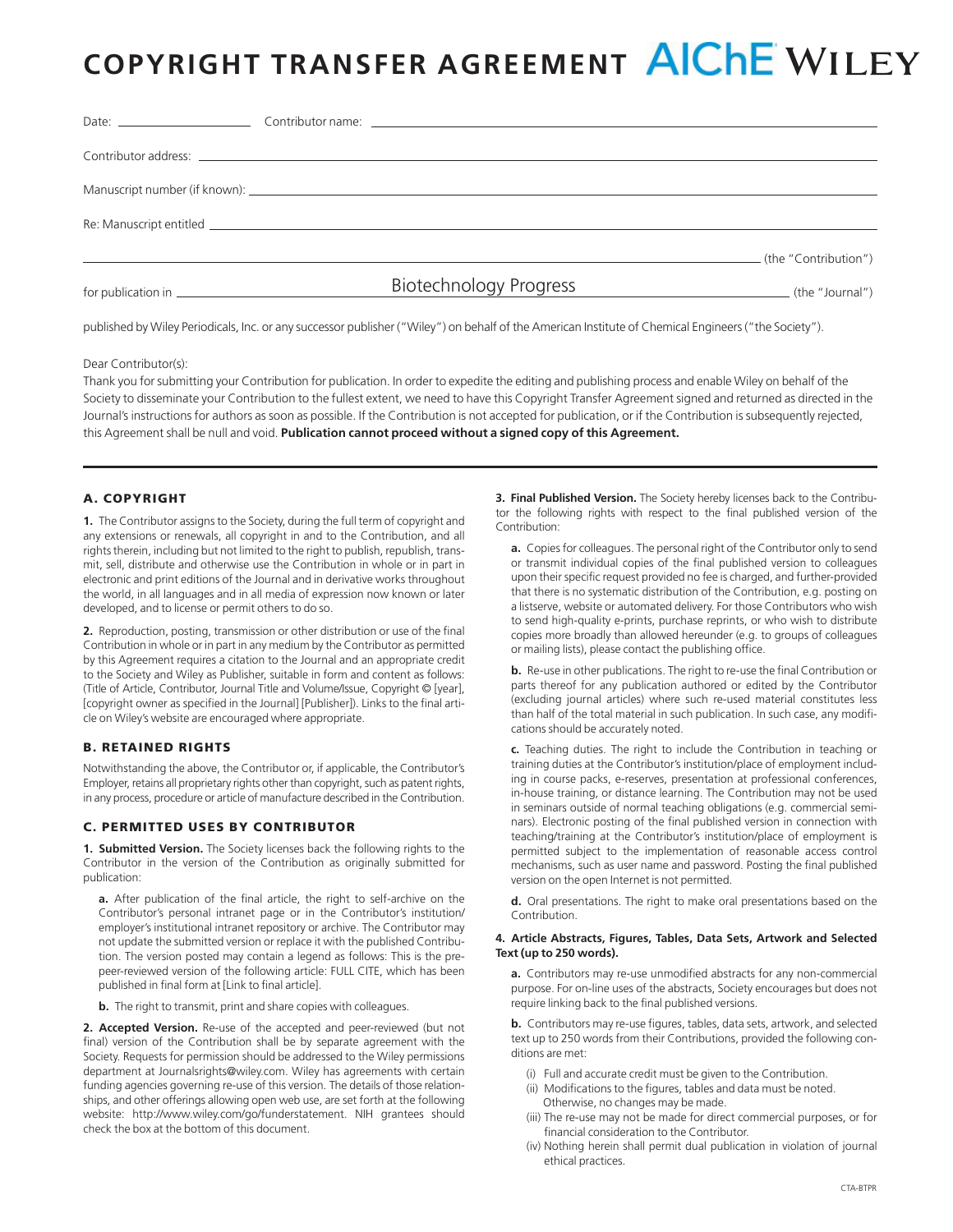# COPYRIGHT TRANSFER AGREEMENT

AIChE WILEY

Date: ____________________ Contributor name: ____________________________________________

Contributor address: ____________________________________________

Manuscript number (if known): ____________________________________________

Re: Manuscript entitled ____________________________________________

____________________________________________ (the "Contribution")

for publication in Biotechnology Progress (the "Journal")

published by Wiley Periodicals, Inc. or any successor publisher ("Wiley") on behalf of the American Institute of Chemical Engineers ("the Society").

Dear Contributor(s):

Thank you for submitting your Contribution for publication. In order to expedite the editing and publishing process and enable Wiley on behalf of the Society to disseminate your Contribution to the fullest extent, we need to have this Copyright Transfer Agreement signed and returned as directed in the Journal's instructions for authors as soon as possible. If the Contribution is not accepted for publication, or if the Contribution is subsequently rejected, this Agreement shall be null and void. **Publication cannot proceed without a signed copy of this Agreement.**

## A. COPYRIGHT

**1.** The Contributor assigns to the Society, during the full term of copyright and any extensions or renewals, all copyright in and to the Contribution, and all rights therein, including but not limited to the right to publish, republish, transmit, sell, distribute and otherwise use the Contribution in whole or in part in electronic and print editions of the Journal and in derivative works throughout the world, in all languages and in all media of expression now known or later developed, and to license or permit others to do so.

**2.** Reproduction, posting, transmission or other distribution or use of the final Contribution in whole or in part in any medium by the Contributor as permitted by this Agreement requires a citation to the Journal and an appropriate credit to the Society and Wiley as Publisher, suitable in form and content as follows: (Title of Article, Contributor, Journal Title and Volume/Issue, Copyright © [year], [copyright owner as specified in the Journal] [Publisher]). Links to the final article on Wiley's website are encouraged where appropriate.

## B. RETAINED RIGHTS

Notwithstanding the above, the Contributor or, if applicable, the Contributor's Employer, retains all proprietary rights other than copyright, such as patent rights, in any process, procedure or article of manufacture described in the Contribution.

## C. PERMITTED USES BY CONTRIBUTOR

**1. Submitted Version.** The Society licenses back the following rights to the Contributor in the version of the Contribution as originally submitted for publication:

**a.** After publication of the final article, the right to self-archive on the Contributor's personal intranet page or in the Contributor's institution/employer's institutional intranet repository or archive. The Contributor may not update the submitted version or replace it with the published Contribution. The version posted may contain a legend as follows: This is the pre-peer-reviewed version of the following article: FULL CITE, which has been published in final form at [Link to final article].

**b.** The right to transmit, print and share copies with colleagues.

**2. Accepted Version.** Re-use of the accepted and peer-reviewed (but not final) version of the Contribution shall be by separate agreement with the Society. Requests for permission should be addressed to the Wiley permissions department at Journalsrights@wiley.com. Wiley has agreements with certain funding agencies governing re-use of this version. The details of those relationships, and other offerings allowing open web use, are set forth at the following website: http://www.wiley.com/go/funderstatement. NIH grantees should check the box at the bottom of this document.

**3. Final Published Version.** The Society hereby licenses back to the Contributor the following rights with respect to the final published version of the Contribution:

**a.** Copies for colleagues. The personal right of the Contributor only to send or transmit individual copies of the final published version to colleagues upon their specific request provided no fee is charged, and further-provided that there is no systematic distribution of the Contribution, e.g. posting on a listserve, website or automated delivery. For those Contributors who wish to send high-quality e-prints, purchase reprints, or who wish to distribute copies more broadly than allowed hereunder (e.g. to groups of colleagues or mailing lists), please contact the publishing office.

**b.** Re-use in other publications. The right to re-use the final Contribution or parts thereof for any publication authored or edited by the Contributor (excluding journal articles) where such re-used material constitutes less than half of the total material in such publication. In such case, any modifications should be accurately noted.

**c.** Teaching duties. The right to include the Contribution in teaching or training duties at the Contributor's institution/place of employment including in course packs, e-reserves, presentation at professional conferences, in-house training, or distance learning. The Contribution may not be used in seminars outside of normal teaching obligations (e.g. commercial seminars). Electronic posting of the final published version in connection with teaching/training at the Contributor's institution/place of employment is permitted subject to the implementation of reasonable access control mechanisms, such as user name and password. Posting the final published version on the open Internet is not permitted.

**d.** Oral presentations. The right to make oral presentations based on the Contribution.

**4. Article Abstracts, Figures, Tables, Data Sets, Artwork and Selected Text (up to 250 words).**

**a.** Contributors may re-use unmodified abstracts for any non-commercial purpose. For on-line uses of the abstracts, Society encourages but does not require linking back to the final published versions.

**b.** Contributors may re-use figures, tables, data sets, artwork, and selected text up to 250 words from their Contributions, provided the following conditions are met:

- (i) Full and accurate credit must be given to the Contribution.
- (ii) Modifications to the figures, tables and data must be noted. Otherwise, no changes may be made.
- (iii) The re-use may not be made for direct commercial purposes, or for financial consideration to the Contributor.
- (iv) Nothing herein shall permit dual publication in violation of journal ethical practices.

CTA-BTPR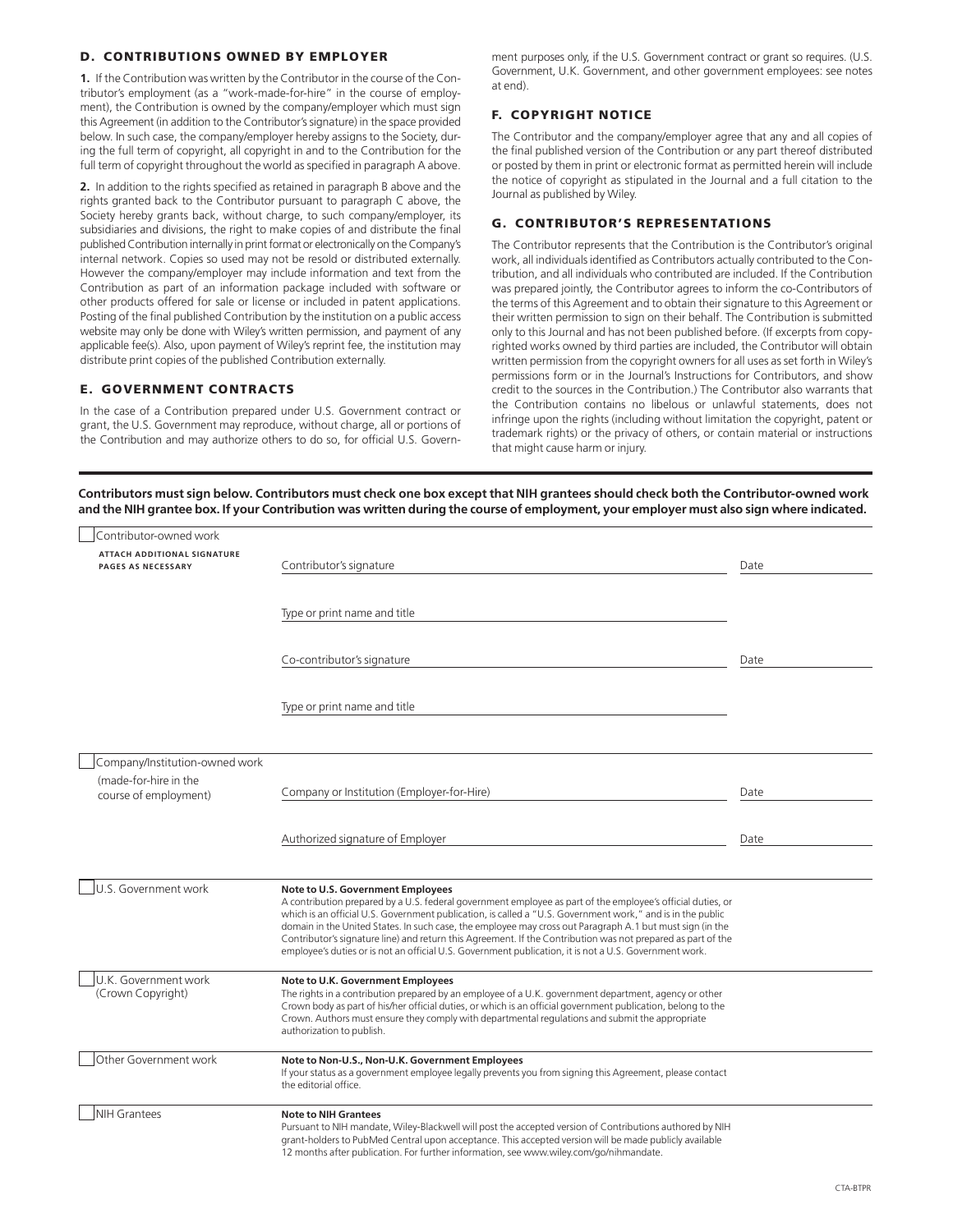### D. CONTRIBUTIONS OWNED BY EMPLOYER

**1.** If the Contribution was written by the Contributor in the course of the Contributor's employment (as a "work-made-for-hire" in the course of employment), the Contribution is owned by the company/employer which must sign this Agreement (in addition to the Contributor's signature) in the space provided below. In such case, the company/employer hereby assigns to the Society, during the full term of copyright, all copyright in and to the Contribution for the full term of copyright throughout the world as specified in paragraph A above.

**2.** In addition to the rights specified as retained in paragraph B above and the rights granted back to the Contributor pursuant to paragraph C above, the Society hereby grants back, without charge, to such company/employer, its subsidiaries and divisions, the right to make copies of and distribute the final published Contribution internally in print format or electronically on the Company's internal network. Copies so used may not be resold or distributed externally. However the company/employer may include information and text from the Contribution as part of an information package included with software or other products offered for sale or license or included in patent applications. Posting of the final published Contribution by the institution on a public access website may only be done with Wiley's written permission, and payment of any applicable fee(s). Also, upon payment of Wiley's reprint fee, the institution may distribute print copies of the published Contribution externally.

### E. GOVERNMENT CONTRACTS

In the case of a Contribution prepared under U.S. Government contract or grant, the U.S. Government may reproduce, without charge, all or portions of the Contribution and may authorize others to do so, for official U.S. Government purposes only, if the U.S. Government contract or grant so requires. (U.S. Government, U.K. Government, and other government employees: see notes at end).

### F. COPYRIGHT NOTICE

The Contributor and the company/employer agree that any and all copies of the final published version of the Contribution or any part thereof distributed or posted by them in print or electronic format as permitted herein will include the notice of copyright as stipulated in the Journal and a full citation to the Journal as published by Wiley.

### G. CONTRIBUTOR'S REPRESENTATIONS

The Contributor represents that the Contribution is the Contributor's original work, all individuals identified as Contributors actually contributed to the Contribution, and all individuals who contributed are included. If the Contribution was prepared jointly, the Contributor agrees to inform the co-Contributors of the terms of this Agreement and to obtain their signature to this Agreement or their written permission to sign on their behalf. The Contribution is submitted only to this Journal and has not been published before. (If excerpts from copyrighted works owned by third parties are included, the Contributor will obtain written permission from the copyright owners for all uses as set forth in Wiley's permissions form or in the Journal's Instructions for Contributors, and show credit to the sources in the Contribution.) The Contributor also warrants that the Contribution contains no libelous or unlawful statements, does not infringe upon the rights (including without limitation the copyright, patent or trademark rights) or the privacy of others, or contain material or instructions that might cause harm or injury.

---

**Contributors must sign below. Contributors must check one box except that NIH grantees should check both the Contributor-owned work and the NIH grantee box. If your Contribution was written during the course of employment, your employer must also sign where indicated.**

☐ Contributor-owned work

ATTACH ADDITIONAL SIGNATURE PAGES AS NECESSARY

Contributor's signature ______________________ Date ____________

Type or print name and title ______________________

Co-contributor's signature ______________________ Date ____________

Type or print name and title ______________________

☐ Company/Institution-owned work (made-for-hire in the course of employment)

Company or Institution (Employer-for-Hire) ______________________ Date ____________

Authorized signature of Employer ______________________ Date ____________

☐ U.S. Government work

**Note to U.S. Government Employees**
A contribution prepared by a U.S. federal government employee as part of the employee's official duties, or which is an official U.S. Government publication, is called a "U.S. Government work," and is in the public domain in the United States. In such case, the employee may cross out Paragraph A.1 but must sign (in the Contributor's signature line) and return this Agreement. If the Contribution was not prepared as part of the employee's duties or is not an official U.S. Government publication, it is not a U.S. Government work.

☐ U.K. Government work (Crown Copyright)

**Note to U.K. Government Employees**
The rights in a contribution prepared by an employee of a U.K. government department, agency or other Crown body as part of his/her official duties, or which is an official government publication, belong to the Crown. Authors must ensure they comply with departmental regulations and submit the appropriate authorization to publish.

☐ Other Government work

**Note to Non-U.S., Non-U.K. Government Employees**
If your status as a government employee legally prevents you from signing this Agreement, please contact the editorial office.

☐ NIH Grantees

**Note to NIH Grantees**
Pursuant to NIH mandate, Wiley-Blackwell will post the accepted version of Contributions authored by NIH grant-holders to PubMed Central upon acceptance. This accepted version will be made publicly available 12 months after publication. For further information, see www.wiley.com/go/nihmandate.

CTA-BTPR